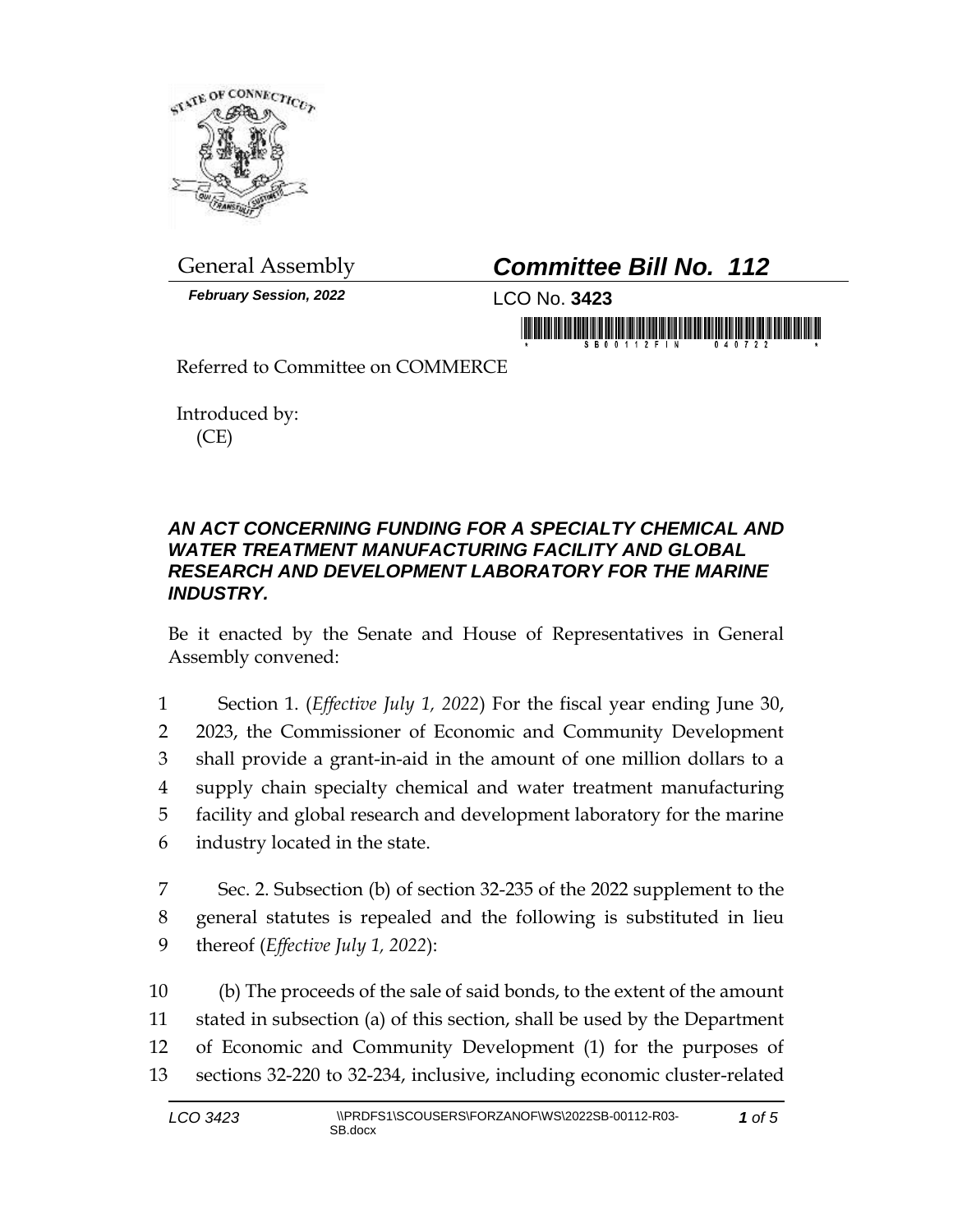General Assembly

***February Session, 2022***

# ***Committee Bill No. 112***

LCO No. **3423**

Referred to Committee on COMMERCE

Introduced by:
(CE)

***AN ACT CONCERNING FUNDING FOR A SPECIALTY CHEMICAL AND WATER TREATMENT MANUFACTURING FACILITY AND GLOBAL RESEARCH AND DEVELOPMENT LABORATORY FOR THE MARINE INDUSTRY.***

Be it enacted by the Senate and House of Representatives in General Assembly convened:

1 Section 1. (*Effective July 1, 2022*) For the fiscal year ending June 30,
2 2023, the Commissioner of Economic and Community Development
3 shall provide a grant-in-aid in the amount of one million dollars to a
4 supply chain specialty chemical and water treatment manufacturing
5 facility and global research and development laboratory for the marine
6 industry located in the state.

7 Sec. 2. Subsection (b) of section 32-235 of the 2022 supplement to the
8 general statutes is repealed and the following is substituted in lieu
9 thereof (*Effective July 1, 2022*):

10 (b) The proceeds of the sale of said bonds, to the extent of the amount
11 stated in subsection (a) of this section, shall be used by the Department
12 of Economic and Community Development (1) for the purposes of
13 sections 32-220 to 32-234, inclusive, including economic cluster-related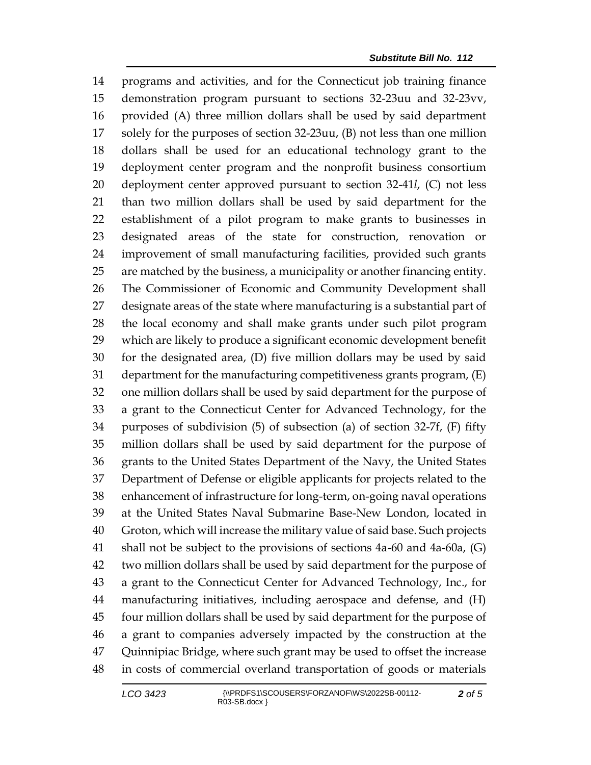programs and activities, and for the Connecticut job training finance demonstration program pursuant to sections 32-23uu and 32-23vv, provided (A) three million dollars shall be used by said department solely for the purposes of section 32-23uu, (B) not less than one million dollars shall be used for an educational technology grant to the deployment center program and the nonprofit business consortium deployment center approved pursuant to section 32-41*l*, (C) not less than two million dollars shall be used by said department for the establishment of a pilot program to make grants to businesses in designated areas of the state for construction, renovation or improvement of small manufacturing facilities, provided such grants are matched by the business, a municipality or another financing entity. The Commissioner of Economic and Community Development shall designate areas of the state where manufacturing is a substantial part of the local economy and shall make grants under such pilot program which are likely to produce a significant economic development benefit for the designated area, (D) five million dollars may be used by said department for the manufacturing competitiveness grants program, (E) one million dollars shall be used by said department for the purpose of a grant to the Connecticut Center for Advanced Technology, for the purposes of subdivision (5) of subsection (a) of section 32-7f, (F) fifty million dollars shall be used by said department for the purpose of grants to the United States Department of the Navy, the United States Department of Defense or eligible applicants for projects related to the enhancement of infrastructure for long-term, on-going naval operations at the United States Naval Submarine Base-New London, located in Groton, which will increase the military value of said base. Such projects shall not be subject to the provisions of sections 4a-60 and 4a-60a, (G) two million dollars shall be used by said department for the purpose of a grant to the Connecticut Center for Advanced Technology, Inc., for manufacturing initiatives, including aerospace and defense, and (H) four million dollars shall be used by said department for the purpose of a grant to companies adversely impacted by the construction at the Quinnipiac Bridge, where such grant may be used to offset the increase in costs of commercial overland transportation of goods or materials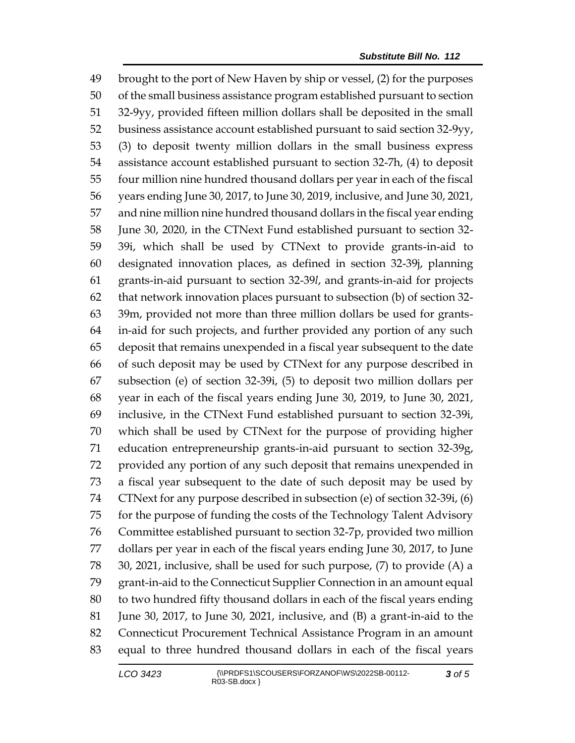brought to the port of New Haven by ship or vessel, (2) for the purposes of the small business assistance program established pursuant to section 32-9yy, provided fifteen million dollars shall be deposited in the small business assistance account established pursuant to said section 32-9yy, (3) to deposit twenty million dollars in the small business express assistance account established pursuant to section 32-7h, (4) to deposit four million nine hundred thousand dollars per year in each of the fiscal years ending June 30, 2017, to June 30, 2019, inclusive, and June 30, 2021, and nine million nine hundred thousand dollars in the fiscal year ending June 30, 2020, in the CTNext Fund established pursuant to section 32-39i, which shall be used by CTNext to provide grants-in-aid to designated innovation places, as defined in section 32-39j, planning grants-in-aid pursuant to section 32-39*l*, and grants-in-aid for projects that network innovation places pursuant to subsection (b) of section 32-39m, provided not more than three million dollars be used for grants-in-aid for such projects, and further provided any portion of any such deposit that remains unexpended in a fiscal year subsequent to the date of such deposit may be used by CTNext for any purpose described in subsection (e) of section 32-39i, (5) to deposit two million dollars per year in each of the fiscal years ending June 30, 2019, to June 30, 2021, inclusive, in the CTNext Fund established pursuant to section 32-39i, which shall be used by CTNext for the purpose of providing higher education entrepreneurship grants-in-aid pursuant to section 32-39g, provided any portion of any such deposit that remains unexpended in a fiscal year subsequent to the date of such deposit may be used by CTNext for any purpose described in subsection (e) of section 32-39i, (6) for the purpose of funding the costs of the Technology Talent Advisory Committee established pursuant to section 32-7p, provided two million dollars per year in each of the fiscal years ending June 30, 2017, to June 30, 2021, inclusive, shall be used for such purpose, (7) to provide (A) a grant-in-aid to the Connecticut Supplier Connection in an amount equal to two hundred fifty thousand dollars in each of the fiscal years ending June 30, 2017, to June 30, 2021, inclusive, and (B) a grant-in-aid to the Connecticut Procurement Technical Assistance Program in an amount equal to three hundred thousand dollars in each of the fiscal years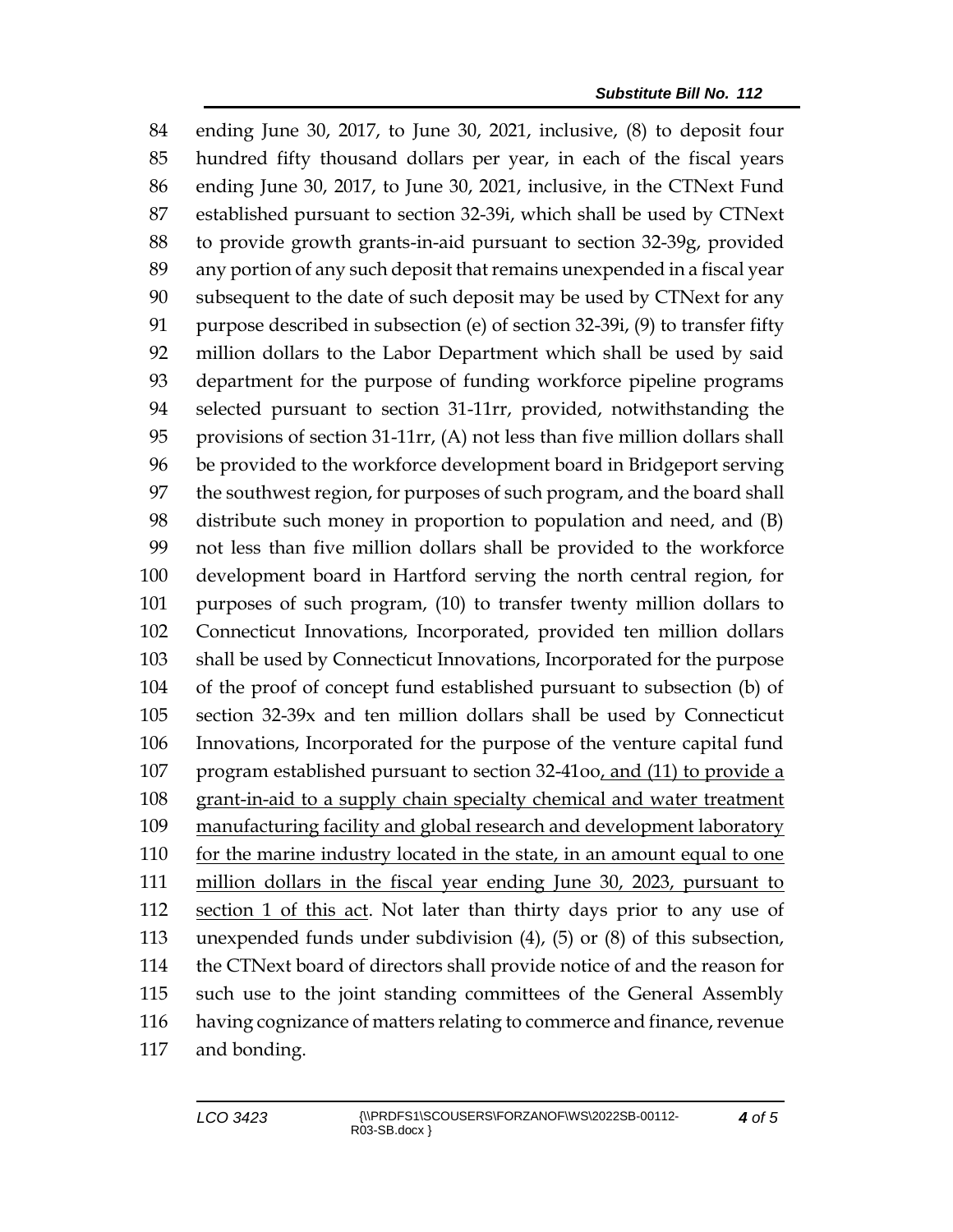84 ending June 30, 2017, to June 30, 2021, inclusive, (8) to deposit four
85 hundred fifty thousand dollars per year, in each of the fiscal years
86 ending June 30, 2017, to June 30, 2021, inclusive, in the CTNext Fund
87 established pursuant to section 32-39i, which shall be used by CTNext
88 to provide growth grants-in-aid pursuant to section 32-39g, provided
89 any portion of any such deposit that remains unexpended in a fiscal year
90 subsequent to the date of such deposit may be used by CTNext for any
91 purpose described in subsection (e) of section 32-39i, (9) to transfer fifty
92 million dollars to the Labor Department which shall be used by said
93 department for the purpose of funding workforce pipeline programs
94 selected pursuant to section 31-11rr, provided, notwithstanding the
95 provisions of section 31-11rr, (A) not less than five million dollars shall
96 be provided to the workforce development board in Bridgeport serving
97 the southwest region, for purposes of such program, and the board shall
98 distribute such money in proportion to population and need, and (B)
99 not less than five million dollars shall be provided to the workforce
100 development board in Hartford serving the north central region, for
101 purposes of such program, (10) to transfer twenty million dollars to
102 Connecticut Innovations, Incorporated, provided ten million dollars
103 shall be used by Connecticut Innovations, Incorporated for the purpose
104 of the proof of concept fund established pursuant to subsection (b) of
105 section 32-39x and ten million dollars shall be used by Connecticut
106 Innovations, Incorporated for the purpose of the venture capital fund
107 program established pursuant to section 32-41oo<u>, and (11) to provide a</u>
108 <u>grant-in-aid to a supply chain specialty chemical and water treatment</u>
109 <u>manufacturing facility and global research and development laboratory</u>
110 <u>for the marine industry located in the state, in an amount equal to one</u>
111 <u>million dollars in the fiscal year ending June 30, 2023, pursuant to</u>
112 <u>section 1 of this act</u>. Not later than thirty days prior to any use of
113 unexpended funds under subdivision (4), (5) or (8) of this subsection,
114 the CTNext board of directors shall provide notice of and the reason for
115 such use to the joint standing committees of the General Assembly
116 having cognizance of matters relating to commerce and finance, revenue
117 and bonding.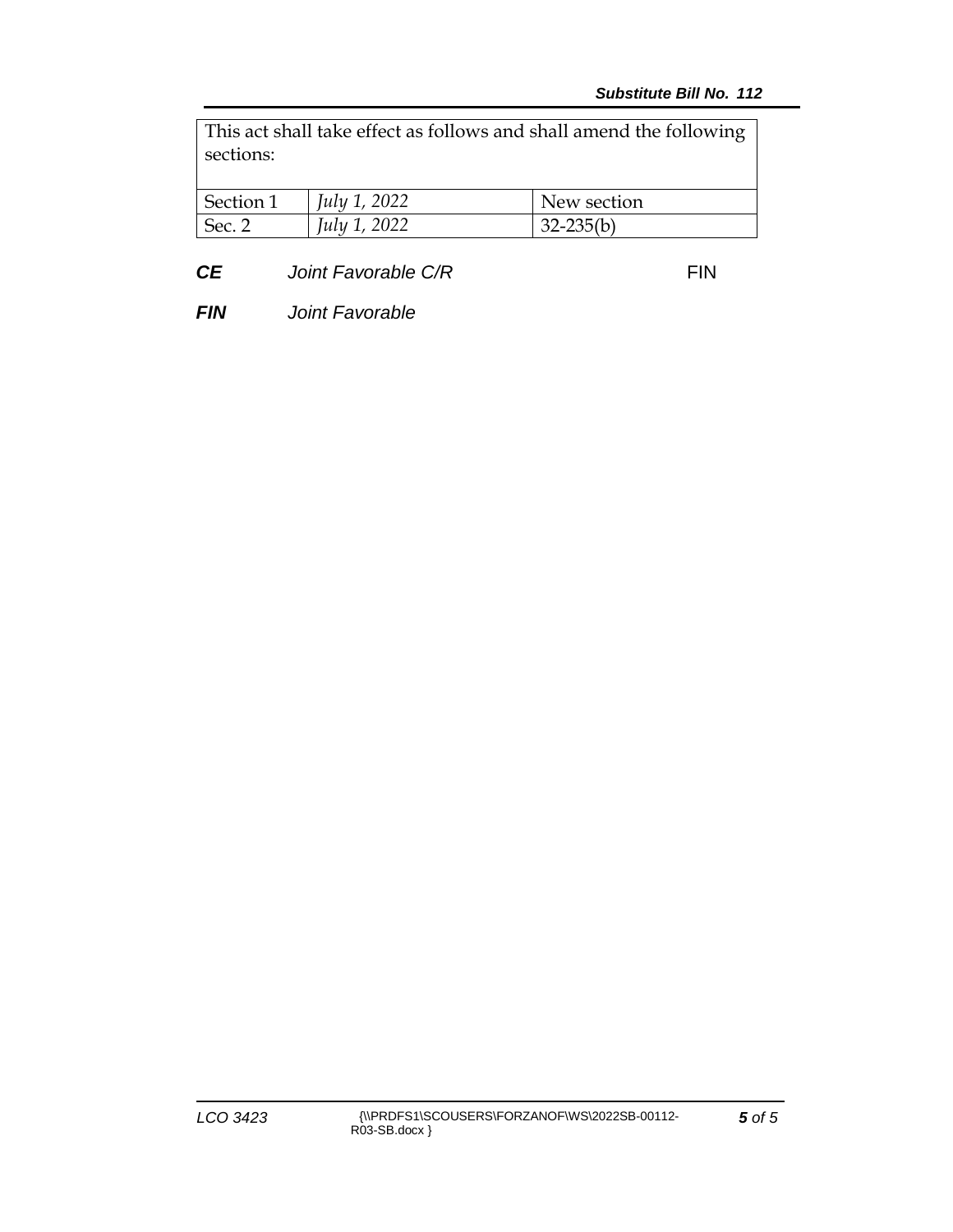| This act shall take effect as follows and shall amend the following sections: | | |
|---|---|---|
| Section 1 | *July 1, 2022* | New section |
| Sec. 2 | *July 1, 2022* | 32-235(b) |

***CE*** *Joint Favorable C/R* FIN

***FIN*** *Joint Favorable*